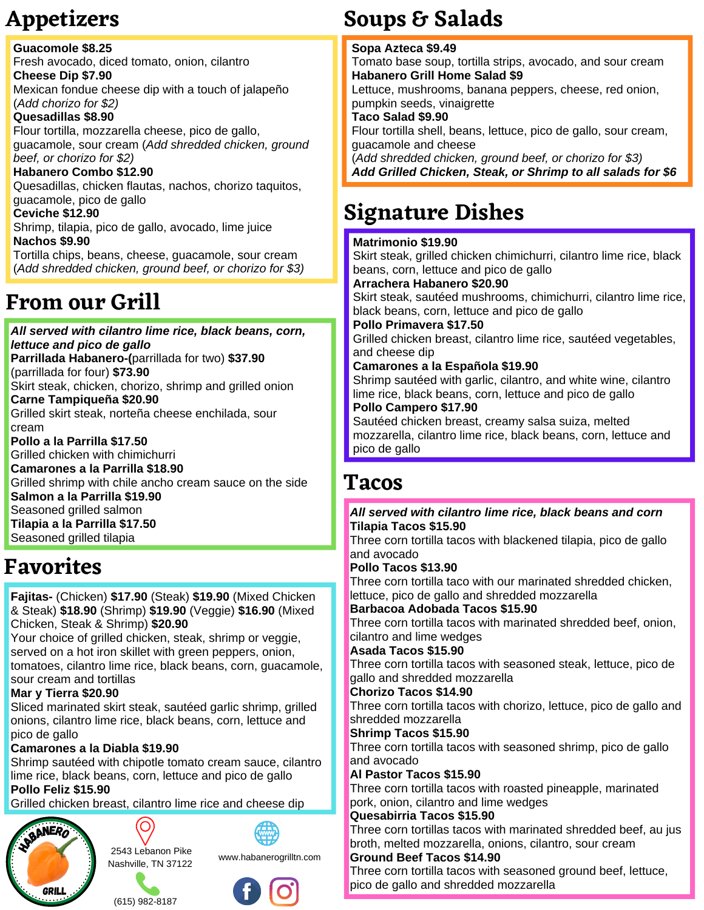# Appetizers

**Guacomole $8.25**
Fresh avocado, diced tomato, onion, cilantro

**Cheese Dip $7.90**
Mexican fondue cheese dip with a touch of jalapeño
(*Add chorizo for $2)*

**Quesadillas $8.90**
Flour tortilla, mozzarella cheese, pico de gallo, guacamole, sour cream (*Add shredded chicken, ground beef, or chorizo for $2)*

**Habanero Combo $12.90**
Quesadillas, chicken flautas, nachos, chorizo taquitos, guacamole, pico de gallo

**Ceviche $12.90**
Shrimp, tilapia, pico de gallo, avocado, lime juice

**Nachos $9.90**
Tortilla chips, beans, cheese, guacamole, sour cream
(*Add shredded chicken, ground beef, or chorizo for $3)*

# From our Grill

***All served with cilantro lime rice, black beans, corn, lettuce and pico de gallo***

**Parrillada Habanero-(**parrillada for two) **$37.90**
(parrillada for four) **$73.90**
Skirt steak, chicken, chorizo, shrimp and grilled onion

**Carne Tampiqueña $20.90**
Grilled skirt steak, norteña cheese enchilada, sour cream

**Pollo a la Parrilla $17.50**
Grilled chicken with chimichurri

**Camarones a la Parrilla $18.90**
Grilled shrimp with chile ancho cream sauce on the side

**Salmon a la Parrilla $19.90**
Seasoned grilled salmon

**Tilapia a la Parrilla $17.50**
Seasoned grilled tilapia

# Favorites

**Fajitas-** (Chicken) **$17.90** (Steak) **$19.90** (Mixed Chicken & Steak) **$18.90** (Shrimp) **$19.90** (Veggie) **$16.90** (Mixed Chicken, Steak & Shrimp) **$20.90**
Your choice of grilled chicken, steak, shrimp or veggie, served on a hot iron skillet with green peppers, onion, tomatoes, cilantro lime rice, black beans, corn, guacamole, sour cream and tortillas

**Mar y Tierra $20.90**
Sliced marinated skirt steak, sautéed garlic shrimp, grilled onions, cilantro lime rice, black beans, corn, lettuce and pico de gallo

**Camarones a la Diabla $19.90**
Shrimp sautéed with chipotle tomato cream sauce, cilantro lime rice, black beans, corn, lettuce and pico de gallo

**Pollo Feliz $15.90**
Grilled chicken breast, cilantro lime rice and cheese dip

# Soups & Salads

**Sopa Azteca $9.49**
Tomato base soup, tortilla strips, avocado, and sour cream

**Habanero Grill Home Salad $9**
Lettuce, mushrooms, banana peppers, cheese, red onion, pumpkin seeds, vinaigrette

**Taco Salad $9.90**
Flour tortilla shell, beans, lettuce, pico de gallo, sour cream, guacamole and cheese
(*Add shredded chicken, ground beef, or chorizo for $3)*

***Add Grilled Chicken, Steak, or Shrimp to all salads for $6***

# Signature Dishes

**Matrimonio $19.90**
Skirt steak, grilled chicken chimichurri, cilantro lime rice, black beans, corn, lettuce and pico de gallo

**Arrachera Habanero $20.90**
Skirt steak, sautéed mushrooms, chimichurri, cilantro lime rice, black beans, corn, lettuce and pico de gallo

**Pollo Primavera $17.50**
Grilled chicken breast, cilantro lime rice, sautéed vegetables, and cheese dip

**Camarones a la Española $19.90**
Shrimp sautéed with garlic, cilantro, and white wine, cilantro lime rice, black beans, corn, lettuce and pico de gallo

**Pollo Campero $17.90**
Sautéed chicken breast, creamy salsa suiza, melted mozzarella, cilantro lime rice, black beans, corn, lettuce and pico de gallo

# Tacos

***All served with cilantro lime rice, black beans and corn***

**Tilapia Tacos $15.90**
Three corn tortilla tacos with blackened tilapia, pico de gallo and avocado

**Pollo Tacos $13.90**
Three corn tortilla taco with our marinated shredded chicken, lettuce, pico de gallo and shredded mozzarella

**Barbacoa Adobada Tacos $15.90**
Three corn tortilla tacos with marinated shredded beef, onion, cilantro and lime wedges

**Asada Tacos $15.90**
Three corn tortilla tacos with seasoned steak, lettuce, pico de gallo and shredded mozzarella

**Chorizo Tacos $14.90**
Three corn tortilla tacos with chorizo, lettuce, pico de gallo and shredded mozzarella

**Shrimp Tacos $15.90**
Three corn tortilla tacos with seasoned shrimp, pico de gallo and avocado

**Al Pastor Tacos $15.90**
Three corn tortilla tacos with roasted pineapple, marinated pork, onion, cilantro and lime wedges

**Quesabirria Tacos $15.90**
Three corn tortillas tacos with marinated shredded beef, au jus broth, melted mozzarella, onions, cilantro, sour cream

**Ground Beef Tacos $14.90**
Three corn tortilla tacos with seasoned ground beef, lettuce, pico de gallo and shredded mozzarella

HABANERO GRILL

2543 Lebanon Pike
Nashville, TN 37122

(615) 982-8187

www.habanerogrilltn.com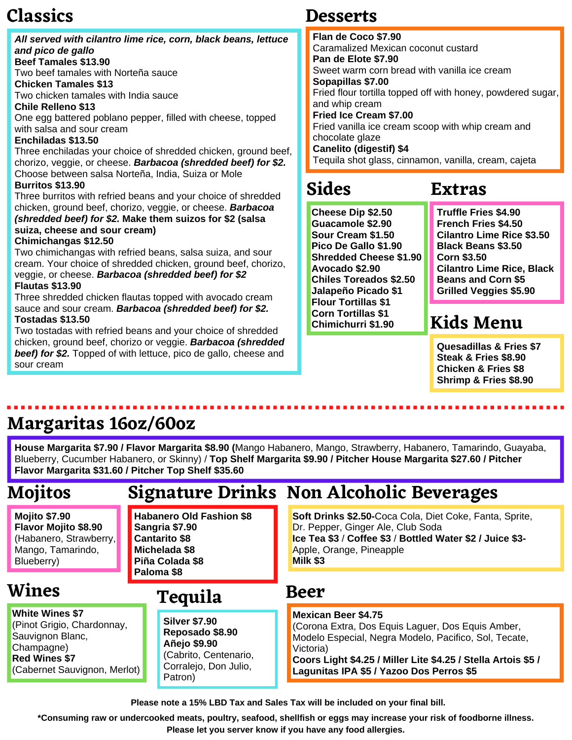## Classics

***All served with cilantro lime rice, corn, black beans, lettuce and pico de gallo***

**Beef Tamales $13.90**
Two beef tamales with Norteña sauce

**Chicken Tamales $13**
Two chicken tamales with India sauce

**Chile Relleno $13**
One egg battered poblano pepper, filled with cheese, topped with salsa and sour cream

**Enchiladas $13.50**
Three enchiladas your choice of shredded chicken, ground beef, chorizo, veggie, or cheese. ***Barbacoa (shredded beef) for $2.*** Choose between salsa Norteña, India, Suiza or Mole

**Burritos $13.90**
Three burritos with refried beans and your choice of shredded chicken, ground beef, chorizo, veggie, or cheese. ***Barbacoa (shredded beef) for $2.*** **Make them suizos for $2 (salsa suiza, cheese and sour cream)**

**Chimichangas $12.50**
Two chimichangas with refried beans, salsa suiza, and sour cream. Your choice of shredded chicken, ground beef, chorizo, veggie, or cheese. ***Barbacoa (shredded beef) for $2***

**Flautas $13.90**
Three shredded chicken flautas topped with avocado cream sauce and sour cream. ***Barbacoa (shredded beef) for $2.***

**Tostadas $13.50**
Two tostadas with refried beans and your choice of shredded chicken, ground beef, chorizo or veggie. ***Barbacoa (shredded beef) for $2.*** Topped of with lettuce, pico de gallo, cheese and sour cream

## Desserts

**Flan de Coco $7.90**
Caramalized Mexican coconut custard

**Pan de Elote $7.90**
Sweet warm corn bread with vanilla ice cream

**Sopapillas $7.00**
Fried flour tortilla topped off with honey, powdered sugar, and whip cream

**Fried Ice Cream $7.00**
Fried vanilla ice cream scoop with whip cream and chocolate glaze

**Canelito (digestif) $4**
Tequila shot glass, cinnamon, vanilla, cream, cajeta

## Sides

**Cheese Dip $2.50**
**Guacamole $2.90**
**Sour Cream $1.50**
**Pico De Gallo $1.90**
**Shredded Cheese $1.90**
**Avocado $2.90**
**Chiles Toreados $2.50**
**Jalapeño Picado $1**
**Flour Tortillas $1**
**Corn Tortillas $1**
**Chimichurri $1.90**

## Extras

**Truffle Fries $4.90**
**French Fries $4.50**
**Cilantro Lime Rice $3.50**
**Black Beans $3.50**
**Corn $3.50**
**Cilantro Lime Rice, Black Beans and Corn $5**
**Grilled Veggies $5.90**

## Kids Menu

**Quesadillas & Fries $7**
**Steak & Fries $8.90**
**Chicken & Fries $8**
**Shrimp & Fries $8.90**

---

## Margaritas 16oz/60oz

**House Margarita $7.90 / Flavor Margarita $8.90 (**Mango Habanero, Mango, Strawberry, Habanero, Tamarindo, Guayaba, Blueberry, Cucumber Habanero, or Skinny) / **Top Shelf Margarita $9.90 / Pitcher House Margarita $27.60 / Pitcher Flavor Margarita $31.60 / Pitcher Top Shelf $35.60**

## Mojitos

**Mojito $7.90**
**Flavor Mojito $8.90**
(Habanero, Strawberry, Mango, Tamarindo, Blueberry)

## Signature Drinks

**Habanero Old Fashion $8**
**Sangria $7.90**
**Cantarito $8**
**Michelada $8**
**Piña Colada $8**
**Paloma $8**

## Non Alcoholic Beverages

**Soft Drinks $2.50-**Coca Cola, Diet Coke, Fanta, Sprite, Dr. Pepper, Ginger Ale, Club Soda
**Ice Tea $3** / **Coffee $3** / **Bottled Water $2 / Juice $3-** Apple, Orange, Pineapple
**Milk $3**

## Wines

**White Wines $7**
(Pinot Grigio, Chardonnay, Sauvignon Blanc, Champagne)
**Red Wines $7**
(Cabernet Sauvignon, Merlot)

## Tequila

**Silver $7.90**
**Reposado $8.90**
**Añejo $9.90**
(Cabrito, Centenario, Corralejo, Don Julio, Patron)

## Beer

**Mexican Beer $4.75**
(Corona Extra, Dos Equis Laguer, Dos Equis Amber, Modelo Especial, Negra Modelo, Pacifico, Sol, Tecate, Victoria)
**Coors Light $4.25 / Miller Lite $4.25 / Stella Artois $5 / Lagunitas IPA $5 / Yazoo Dos Perros $5**

**Please note a 15% LBD Tax and Sales Tax will be included on your final bill.**

**\*Consuming raw or undercooked meats, poultry, seafood, shellfish or eggs may increase your risk of foodborne illness. Please let you server know if you have any food allergies.**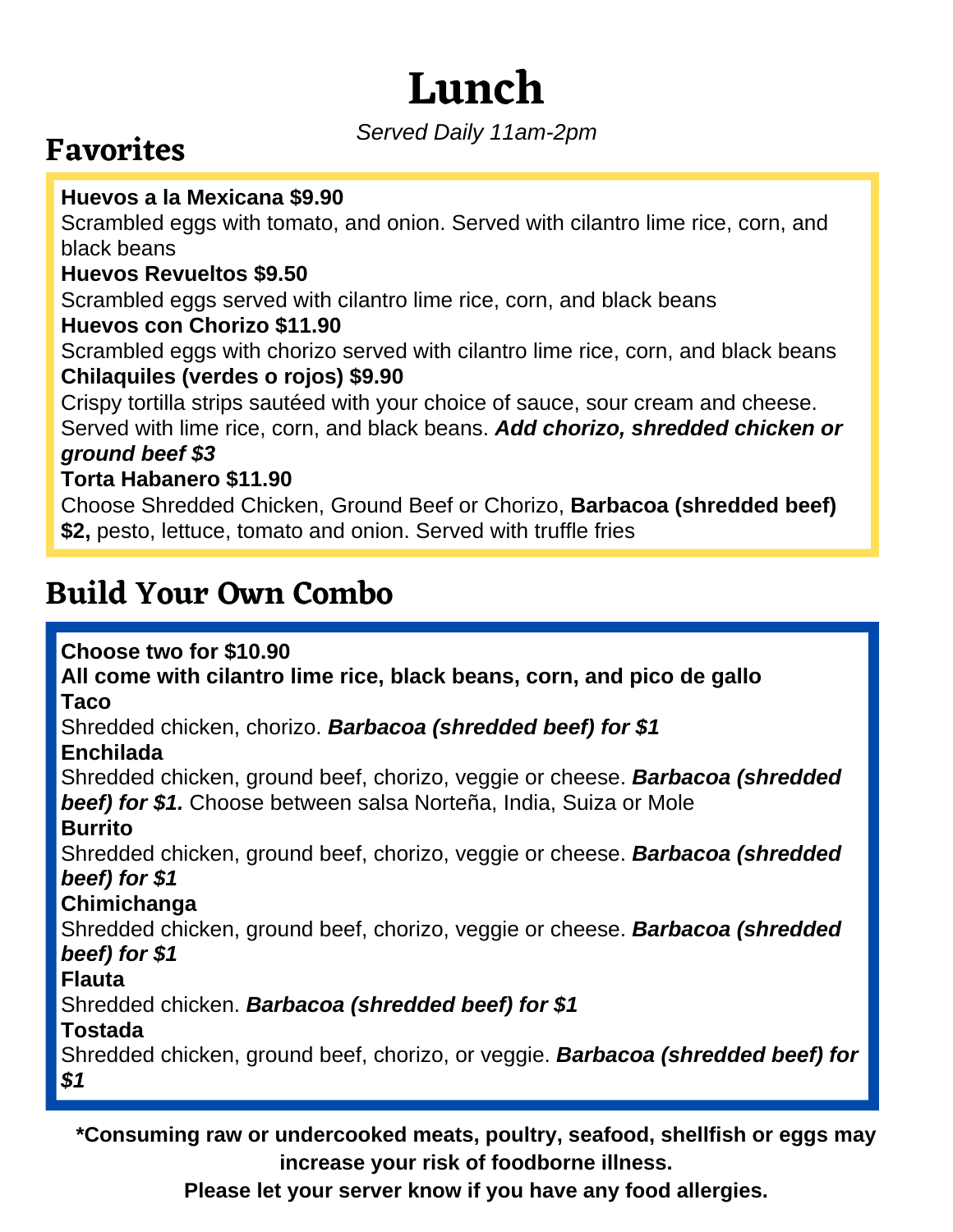# Lunch

*Served Daily 11am-2pm*

## Favorites

**Huevos a la Mexicana $9.90**
Scrambled eggs with tomato, and onion. Served with cilantro lime rice, corn, and black beans

**Huevos Revueltos $9.50**
Scrambled eggs served with cilantro lime rice, corn, and black beans

**Huevos con Chorizo $11.90**
Scrambled eggs with chorizo served with cilantro lime rice, corn, and black beans

**Chilaquiles (verdes o rojos) $9.90**
Crispy tortilla strips sautéed with your choice of sauce, sour cream and cheese. Served with lime rice, corn, and black beans. ***Add chorizo, shredded chicken or ground beef $3***

**Torta Habanero $11.90**
Choose Shredded Chicken, Ground Beef or Chorizo, **Barbacoa (shredded beef) $2,** pesto, lettuce, tomato and onion. Served with truffle fries

## Build Your Own Combo

**Choose two for $10.90**
**All come with cilantro lime rice, black beans, corn, and pico de gallo**

**Taco**
Shredded chicken, chorizo. ***Barbacoa (shredded beef) for $1***

**Enchilada**
Shredded chicken, ground beef, chorizo, veggie or cheese. ***Barbacoa (shredded beef) for $1.*** Choose between salsa Norteña, India, Suiza or Mole

**Burrito**
Shredded chicken, ground beef, chorizo, veggie or cheese. ***Barbacoa (shredded beef) for $1***

**Chimichanga**
Shredded chicken, ground beef, chorizo, veggie or cheese. ***Barbacoa (shredded beef) for $1***

**Flauta**
Shredded chicken. ***Barbacoa (shredded beef) for $1***

**Tostada**
Shredded chicken, ground beef, chorizo, or veggie. ***Barbacoa (shredded beef) for $1***

**\*Consuming raw or undercooked meats, poultry, seafood, shellfish or eggs may increase your risk of foodborne illness.**
**Please let your server know if you have any food allergies.**